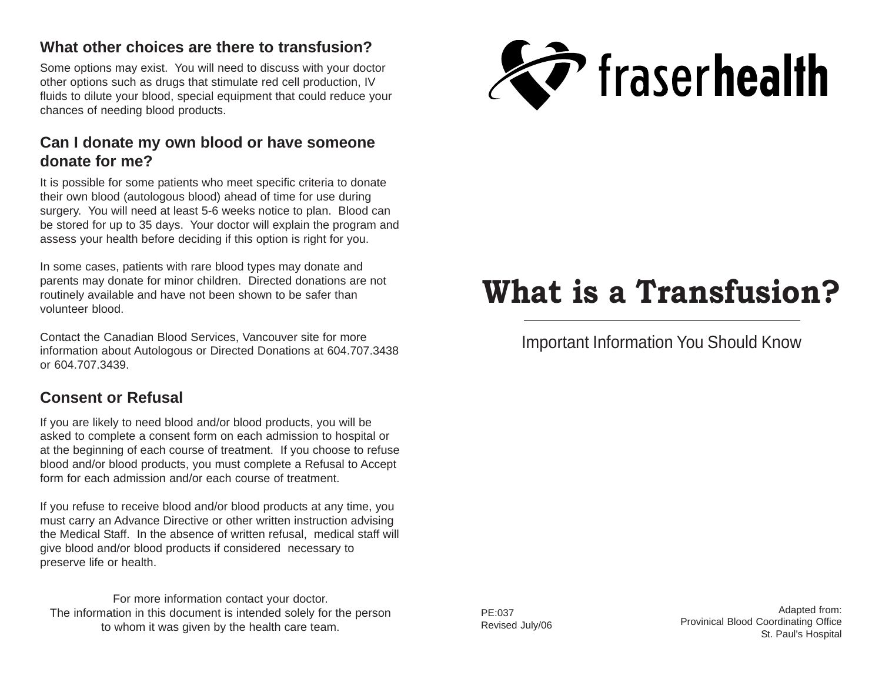## What other choices are there to transfusion?

Some options may exist. You will need to discuss with your doctor other options such as drugs that stimulate red cell production, IV fluids to dilute your blood, special equipment that could reduce your chances of needing blood products.

## Can I donate my own blood or have someone donate for me?

It is possible for some patients who meet specific criteria to donate their own blood (autologous blood) ahead of time for use during surgery. You will need at least 5-6 weeks notice to plan. Blood can be stored for up to 35 days. Your doctor will explain the program and assess your health before deciding if this option is right for you.

In some cases, patients with rare blood types may donate and parents may donate for minor children. Directed donations are not routinely available and have not been shown to be safer than volunteer blood.

Contact the Canadian Blood Services, Vancouver site for more information about Autologous or Directed Donations at 604.707.3438 or 604.707.3439.

## Consent or Refusal

If you are likely to need blood and/or blood products, you will be asked to complete a consent form on each admission to hospital or at the beginning of each course of treatment. If you choose to refuse blood and/or blood products, you must complete a Refusal to Accept form for each admission and/or each course of treatment.

If you refuse to receive blood and/or blood products at any time, you must carry an Advance Directive or other written instruction advising the Medical Staff. In the absence of written refusal, medical staff will give blood and/or blood products if considered necessary to preserve life or health.

For more information contact your doctor.
The information in this document is intended solely for the person to whom it was given by the health care team.

fraserhealth

# What is a Transfusion?

Important Information You Should Know

PE:037
Revised July/06

Adapted from:
Provinical Blood Coordinating Office
St. Paul's Hospital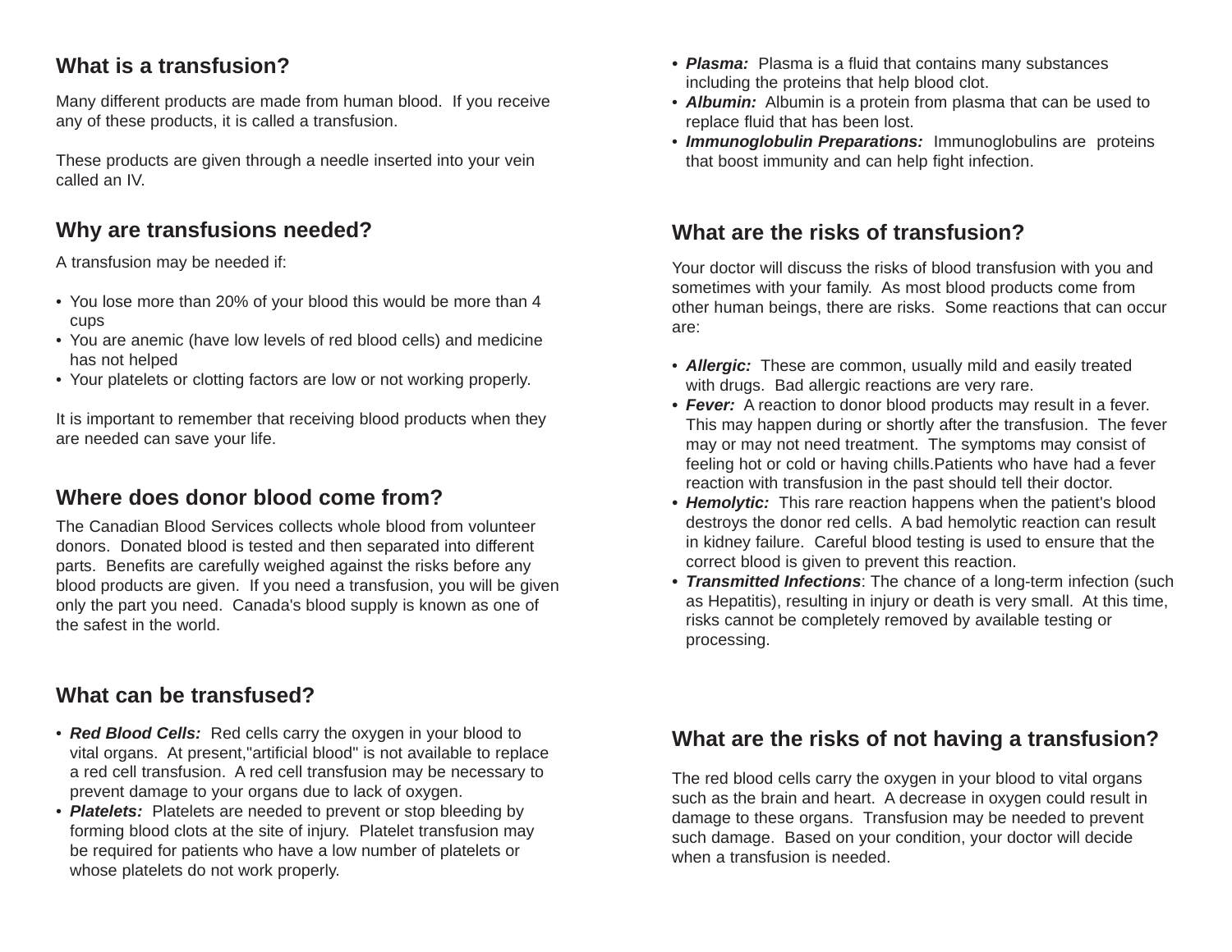## What is a transfusion?

Many different products are made from human blood. If you receive any of these products, it is called a transfusion.

These products are given through a needle inserted into your vein called an IV.

## Why are transfusions needed?

A transfusion may be needed if:

- You lose more than 20% of your blood this would be more than 4 cups
- You are anemic (have low levels of red blood cells) and medicine has not helped
- Your platelets or clotting factors are low or not working properly.

It is important to remember that receiving blood products when they are needed can save your life.

## Where does donor blood come from?

The Canadian Blood Services collects whole blood from volunteer donors. Donated blood is tested and then separated into different parts. Benefits are carefully weighed against the risks before any blood products are given. If you need a transfusion, you will be given only the part you need. Canada's blood supply is known as one of the safest in the world.

## What can be transfused?

- ***Red Blood Cells:*** Red cells carry the oxygen in your blood to vital organs. At present,"artificial blood" is not available to replace a red cell transfusion. A red cell transfusion may be necessary to prevent damage to your organs due to lack of oxygen.
- ***Platelets:*** Platelets are needed to prevent or stop bleeding by forming blood clots at the site of injury. Platelet transfusion may be required for patients who have a low number of platelets or whose platelets do not work properly.
- ***Plasma:*** Plasma is a fluid that contains many substances including the proteins that help blood clot.
- ***Albumin:*** Albumin is a protein from plasma that can be used to replace fluid that has been lost.
- ***Immunoglobulin Preparations:*** Immunoglobulins are proteins that boost immunity and can help fight infection.

## What are the risks of transfusion?

Your doctor will discuss the risks of blood transfusion with you and sometimes with your family. As most blood products come from other human beings, there are risks. Some reactions that can occur are:

- ***Allergic:*** These are common, usually mild and easily treated with drugs. Bad allergic reactions are very rare.
- ***Fever:*** A reaction to donor blood products may result in a fever. This may happen during or shortly after the transfusion. The fever may or may not need treatment. The symptoms may consist of feeling hot or cold or having chills.Patients who have had a fever reaction with transfusion in the past should tell their doctor.
- ***Hemolytic:*** This rare reaction happens when the patient's blood destroys the donor red cells. A bad hemolytic reaction can result in kidney failure. Careful blood testing is used to ensure that the correct blood is given to prevent this reaction.
- ***Transmitted Infections***: The chance of a long-term infection (such as Hepatitis), resulting in injury or death is very small. At this time, risks cannot be completely removed by available testing or processing.

## What are the risks of not having a transfusion?

The red blood cells carry the oxygen in your blood to vital organs such as the brain and heart. A decrease in oxygen could result in damage to these organs. Transfusion may be needed to prevent such damage. Based on your condition, your doctor will decide when a transfusion is needed.